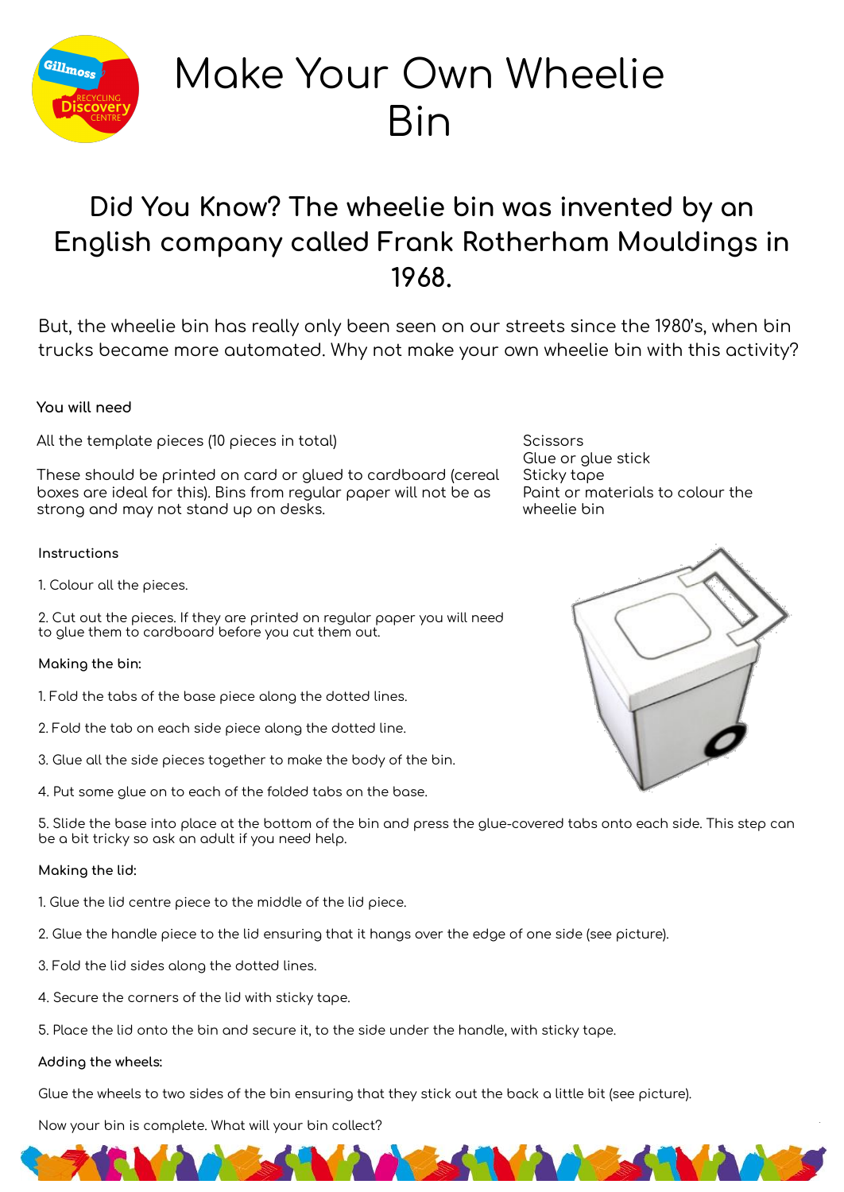# Make Your Own Wheelie Bin

## Did You Know? The wheelie bin was invented by an English company called Frank Rotherham Mouldings in 1968.

But, the wheelie bin has really only been seen on our streets since the 1980's, when bin trucks became more automated. Why not make your own wheelie bin with this activity?

**You will need**

All the template pieces (10 pieces in total)

These should be printed on card or glued to cardboard (cereal boxes are ideal for this). Bins from regular paper will not be as strong and may not stand up on desks.

Scissors
Glue or glue stick
Sticky tape
Paint or materials to colour the wheelie bin

**Instructions**

1. Colour all the pieces.

2. Cut out the pieces. If they are printed on regular paper you will need to glue them to cardboard before you cut them out.

**Making the bin:**

1. Fold the tabs of the base piece along the dotted lines.

2. Fold the tab on each side piece along the dotted line.

3. Glue all the side pieces together to make the body of the bin.

4. Put some glue on to each of the folded tabs on the base.

5. Slide the base into place at the bottom of the bin and press the glue-covered tabs onto each side. This step can be a bit tricky so ask an adult if you need help.

**Making the lid:**

1. Glue the lid centre piece to the middle of the lid piece.

2. Glue the handle piece to the lid ensuring that it hangs over the edge of one side (see picture).

3. Fold the lid sides along the dotted lines.

4. Secure the corners of the lid with sticky tape.

5. Place the lid onto the bin and secure it, to the side under the handle, with sticky tape.

**Adding the wheels:**

Glue the wheels to two sides of the bin ensuring that they stick out the back a little bit (see picture).

Now your bin is complete. What will your bin collect?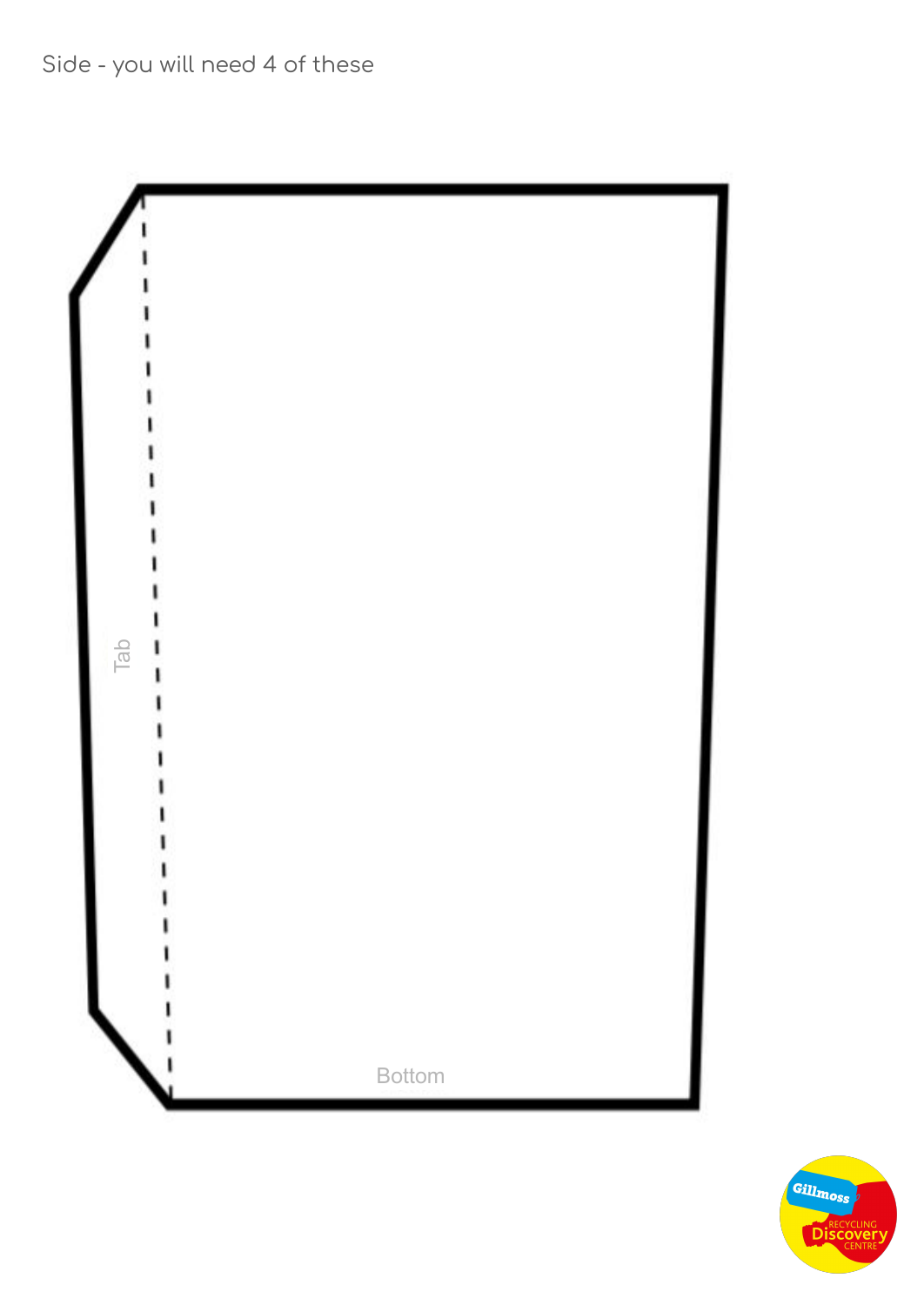Side - you will need 4 of these

Tab

Bottom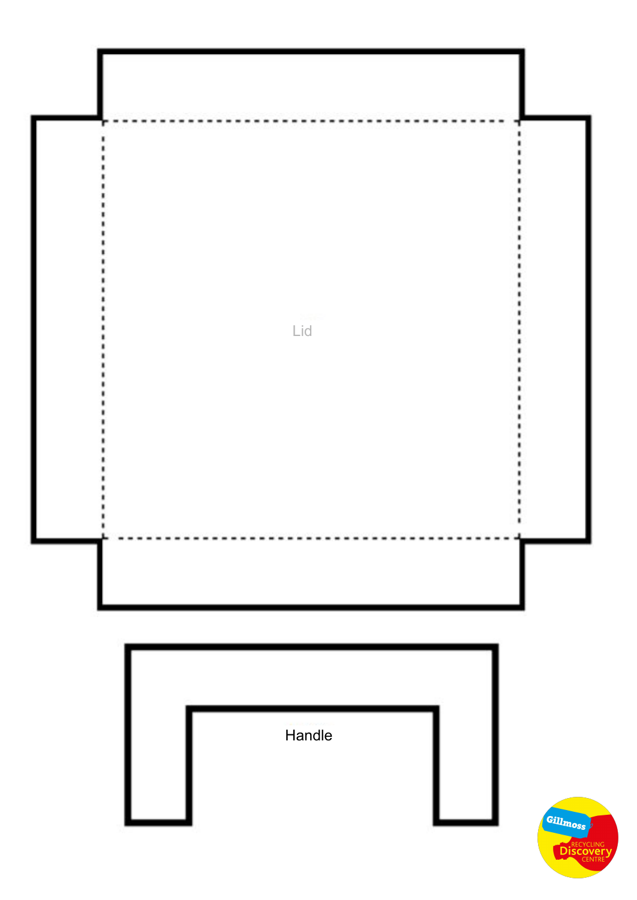Lid

Handle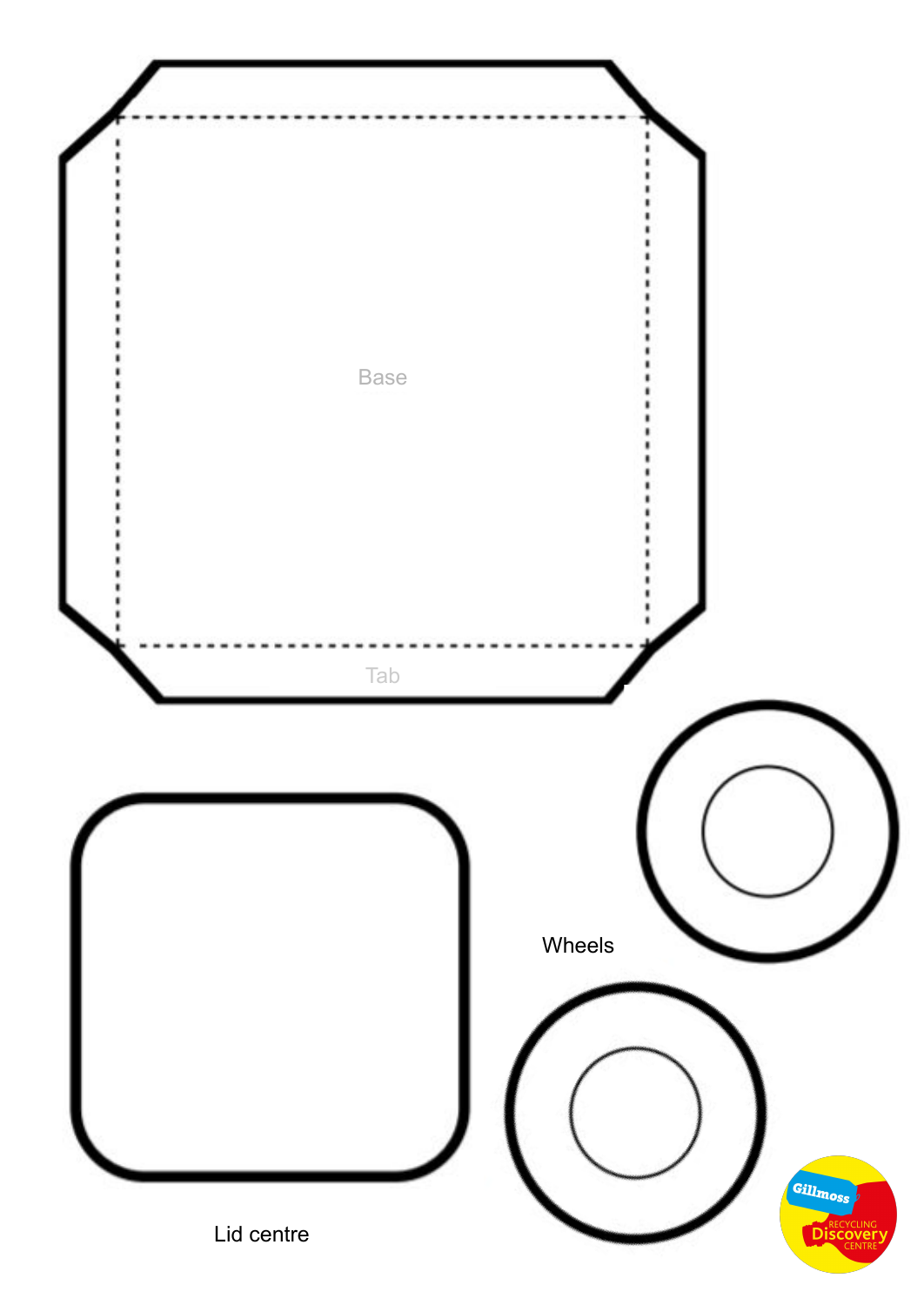Base

Tab

Wheels

Lid centre

Gillmoss RECYCLING Discovery CENTRE